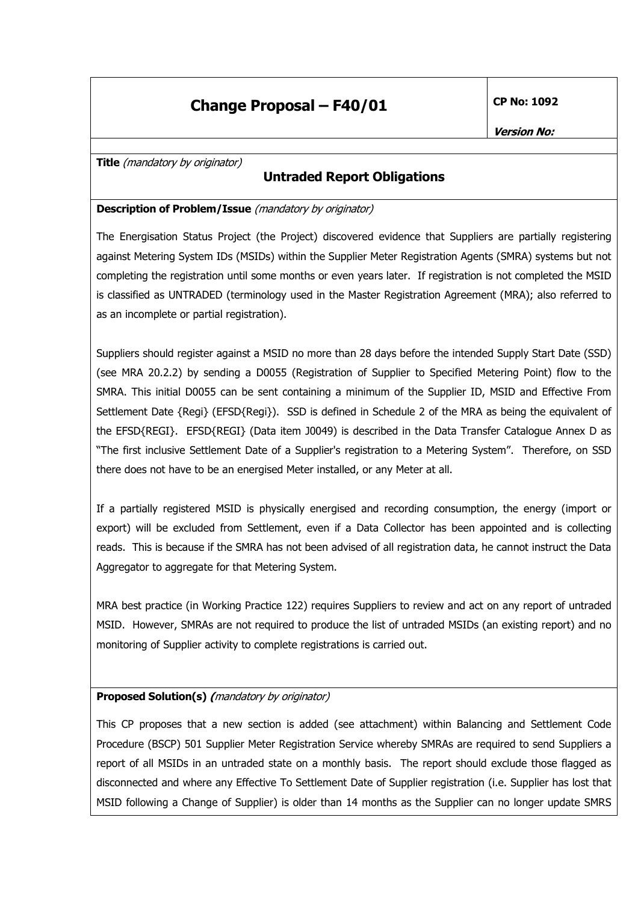| Change Proposal – F40/01 | CP No: 1092 |
|---|---|
| | *Version No:* |

**Title** *(mandatory by originator)*

## Untraded Report Obligations

**Description of Problem/Issue** *(mandatory by originator)*

The Energisation Status Project (the Project) discovered evidence that Suppliers are partially registering against Metering System IDs (MSIDs) within the Supplier Meter Registration Agents (SMRA) systems but not completing the registration until some months or even years later. If registration is not completed the MSID is classified as UNTRADED (terminology used in the Master Registration Agreement (MRA); also referred to as an incomplete or partial registration).

Suppliers should register against a MSID no more than 28 days before the intended Supply Start Date (SSD) (see MRA 20.2.2) by sending a D0055 (Registration of Supplier to Specified Metering Point) flow to the SMRA. This initial D0055 can be sent containing a minimum of the Supplier ID, MSID and Effective From Settlement Date {Regi} (EFSD{Regi}). SSD is defined in Schedule 2 of the MRA as being the equivalent of the EFSD{REGI}. EFSD{REGI} (Data item J0049) is described in the Data Transfer Catalogue Annex D as "The first inclusive Settlement Date of a Supplier's registration to a Metering System". Therefore, on SSD there does not have to be an energised Meter installed, or any Meter at all.

If a partially registered MSID is physically energised and recording consumption, the energy (import or export) will be excluded from Settlement, even if a Data Collector has been appointed and is collecting reads. This is because if the SMRA has not been advised of all registration data, he cannot instruct the Data Aggregator to aggregate for that Metering System.

MRA best practice (in Working Practice 122) requires Suppliers to review and act on any report of untraded MSID. However, SMRAs are not required to produce the list of untraded MSIDs (an existing report) and no monitoring of Supplier activity to complete registrations is carried out.

**Proposed Solution(s)** *(mandatory by originator)*

This CP proposes that a new section is added (see attachment) within Balancing and Settlement Code Procedure (BSCP) 501 Supplier Meter Registration Service whereby SMRAs are required to send Suppliers a report of all MSIDs in an untraded state on a monthly basis. The report should exclude those flagged as disconnected and where any Effective To Settlement Date of Supplier registration (i.e. Supplier has lost that MSID following a Change of Supplier) is older than 14 months as the Supplier can no longer update SMRS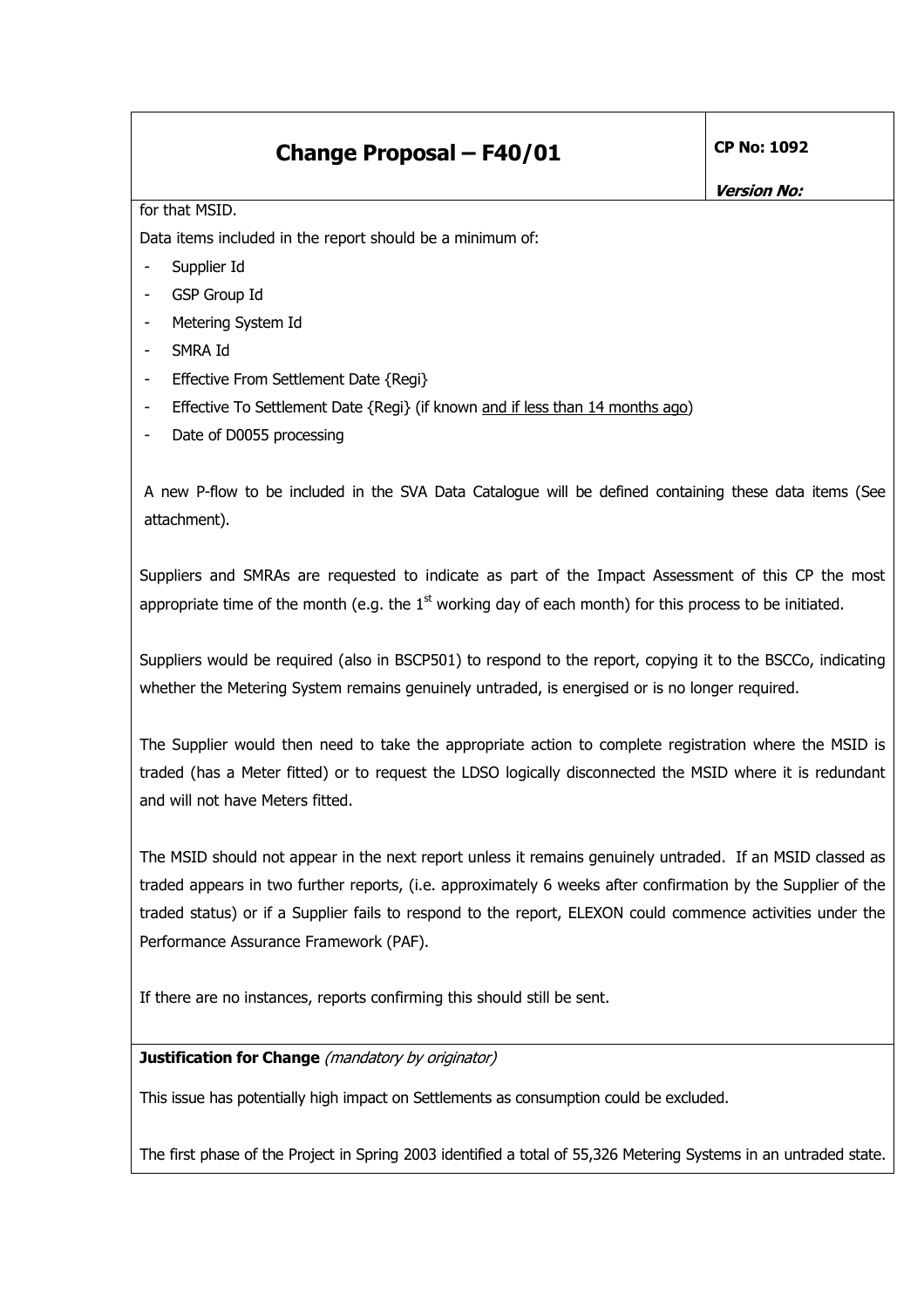for that MSID.

Data items included in the report should be a minimum of:

- Supplier Id
- GSP Group Id
- Metering System Id
- SMRA Id
- Effective From Settlement Date {Regi}
- Effective To Settlement Date {Regi} (if known <u>and if less than 14 months ago</u>)
- Date of D0055 processing

A new P-flow to be included in the SVA Data Catalogue will be defined containing these data items (See attachment).

Suppliers and SMRAs are requested to indicate as part of the Impact Assessment of this CP the most appropriate time of the month (e.g. the 1st working day of each month) for this process to be initiated.

Suppliers would be required (also in BSCP501) to respond to the report, copying it to the BSCCo, indicating whether the Metering System remains genuinely untraded, is energised or is no longer required.

The Supplier would then need to take the appropriate action to complete registration where the MSID is traded (has a Meter fitted) or to request the LDSO logically disconnected the MSID where it is redundant and will not have Meters fitted.

The MSID should not appear in the next report unless it remains genuinely untraded. If an MSID classed as traded appears in two further reports, (i.e. approximately 6 weeks after confirmation by the Supplier of the traded status) or if a Supplier fails to respond to the report, ELEXON could commence activities under the Performance Assurance Framework (PAF).

If there are no instances, reports confirming this should still be sent.

**Justification for Change** *(mandatory by originator)*

This issue has potentially high impact on Settlements as consumption could be excluded.

The first phase of the Project in Spring 2003 identified a total of 55,326 Metering Systems in an untraded state.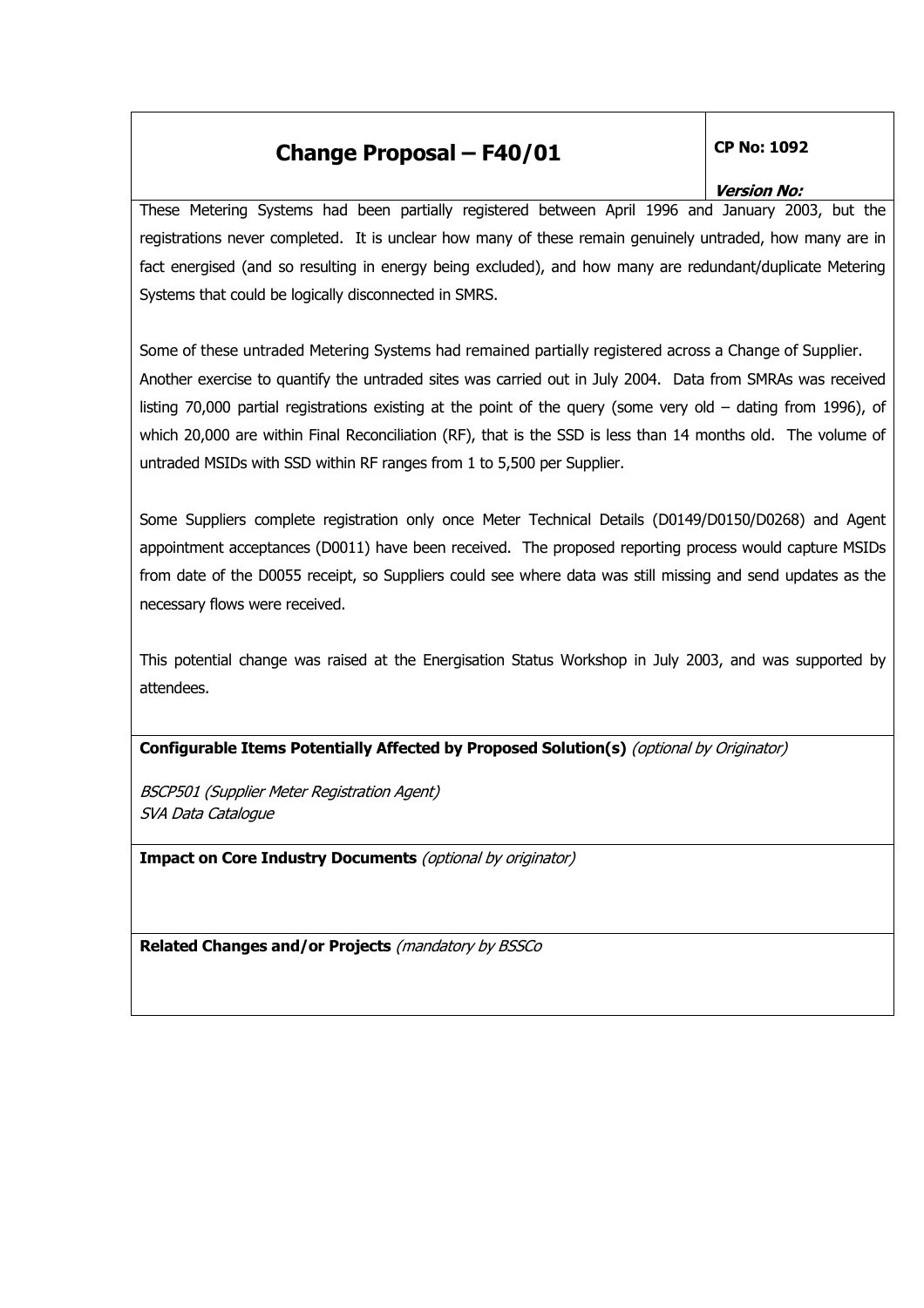| **Change Proposal – F40/01** | **CP No: 1092** *Version No:* |
| --- | --- |

These Metering Systems had been partially registered between April 1996 and January 2003, but the registrations never completed. It is unclear how many of these remain genuinely untraded, how many are in fact energised (and so resulting in energy being excluded), and how many are redundant/duplicate Metering Systems that could be logically disconnected in SMRS.

Some of these untraded Metering Systems had remained partially registered across a Change of Supplier. Another exercise to quantify the untraded sites was carried out in July 2004. Data from SMRAs was received listing 70,000 partial registrations existing at the point of the query (some very old – dating from 1996), of which 20,000 are within Final Reconciliation (RF), that is the SSD is less than 14 months old. The volume of untraded MSIDs with SSD within RF ranges from 1 to 5,500 per Supplier.

Some Suppliers complete registration only once Meter Technical Details (D0149/D0150/D0268) and Agent appointment acceptances (D0011) have been received. The proposed reporting process would capture MSIDs from date of the D0055 receipt, so Suppliers could see where data was still missing and send updates as the necessary flows were received.

This potential change was raised at the Energisation Status Workshop in July 2003, and was supported by attendees.

**Configurable Items Potentially Affected by Proposed Solution(s)** *(optional by Originator)*

*BSCP501 (Supplier Meter Registration Agent)*
*SVA Data Catalogue*

**Impact on Core Industry Documents** *(optional by originator)*

**Related Changes and/or Projects** *(mandatory by BSSCo*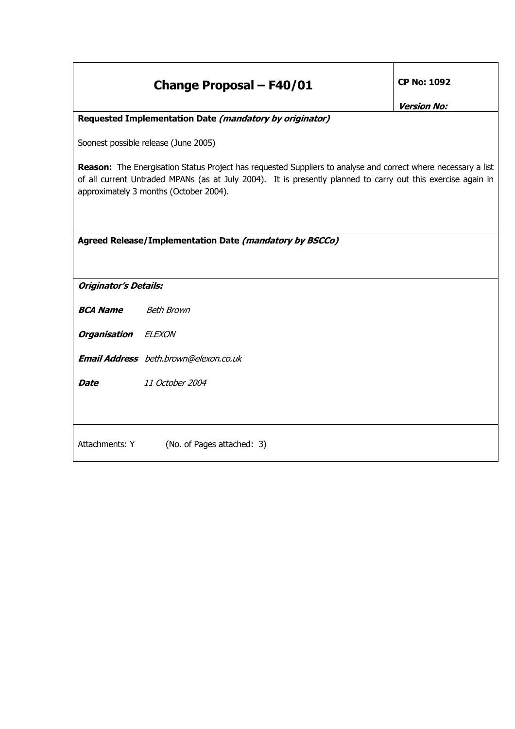| **Change Proposal – F40/01** | **CP No: 1092**<br><br>***Version No:*** |
|---|---|
| **Requested Implementation Date *(mandatory by originator)***<br><br>Soonest possible release (June 2005)<br><br>**Reason:** The Energisation Status Project has requested Suppliers to analyse and correct where necessary a list of all current Untraded MPANs (as at July 2004). It is presently planned to carry out this exercise again in approximately 3 months (October 2004). | |
| **Agreed Release/Implementation Date *(mandatory by BSCCo)*** | |
| ***Originator's Details:***<br><br>***BCA Name*** *Beth Brown*<br><br>***Organisation*** *ELEXON*<br><br>***Email Address*** *beth.brown@elexon.co.uk*<br><br>***Date*** *11 October 2004* | |
| Attachments: Y (No. of Pages attached: 3) | |